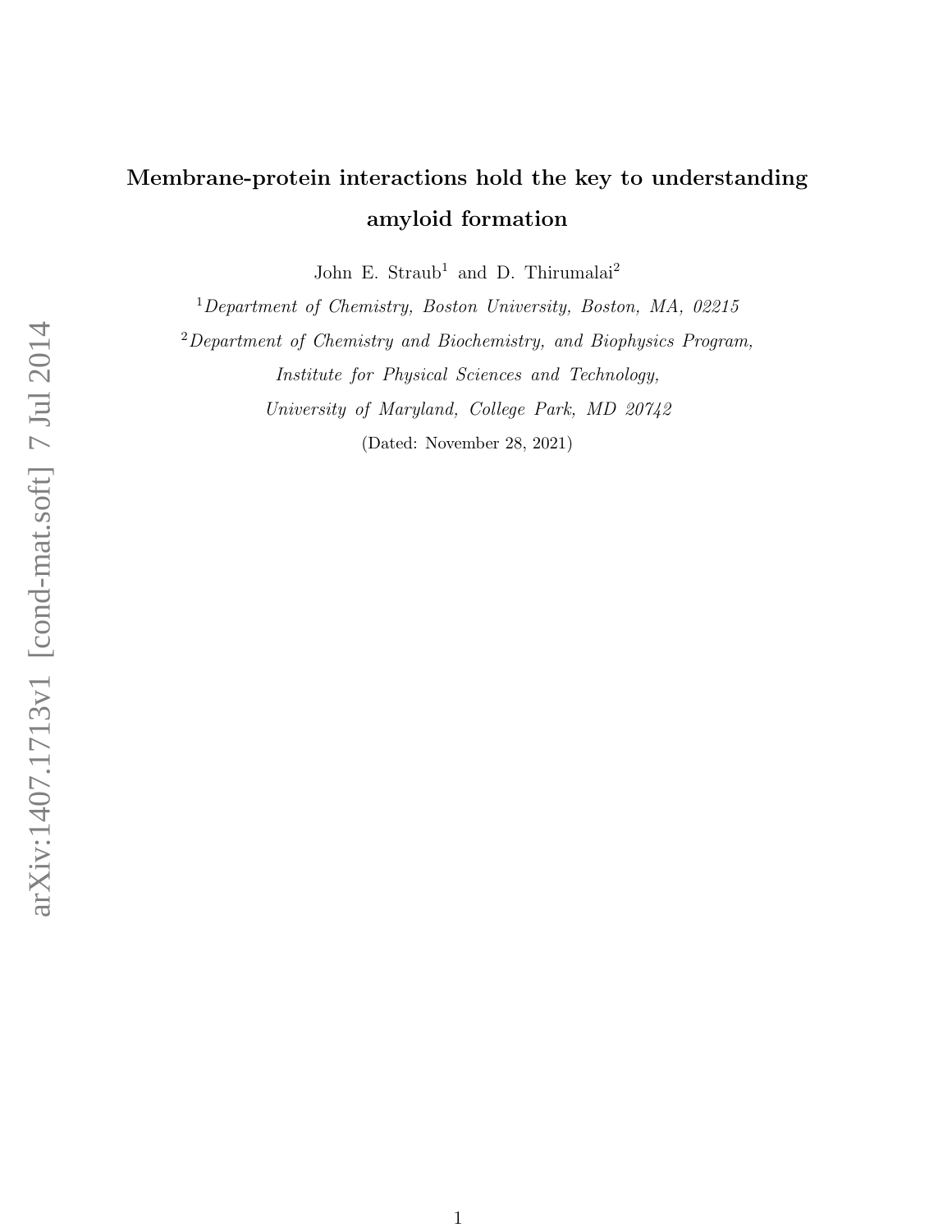# Membrane-protein interactions hold the key to understanding amyloid formation

John E. Straub[1] and D. Thirumalai[2]

[1] *Department of Chemistry, Boston University, Boston, MA, 02215*

[2] *Department of Chemistry and Biochemistry, and Biophysics Program, Institute for Physical Sciences and Technology, University of Maryland, College Park, MD 20742*

(Dated: November 28, 2021)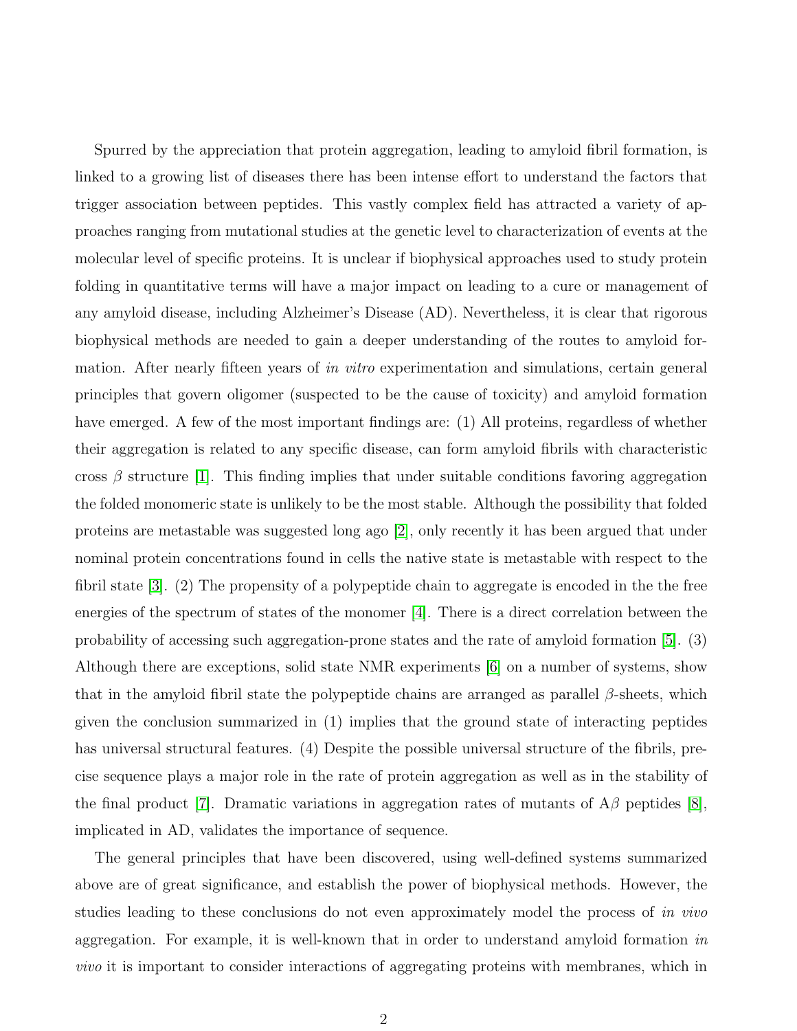Spurred by the appreciation that protein aggregation, leading to amyloid fibril formation, is linked to a growing list of diseases there has been intense effort to understand the factors that trigger association between peptides. This vastly complex field has attracted a variety of approaches ranging from mutational studies at the genetic level to characterization of events at the molecular level of specific proteins. It is unclear if biophysical approaches used to study protein folding in quantitative terms will have a major impact on leading to a cure or management of any amyloid disease, including Alzheimer's Disease (AD). Nevertheless, it is clear that rigorous biophysical methods are needed to gain a deeper understanding of the routes to amyloid formation. After nearly fifteen years of *in vitro* experimentation and simulations, certain general principles that govern oligomer (suspected to be the cause of toxicity) and amyloid formation have emerged. A few of the most important findings are: (1) All proteins, regardless of whether their aggregation is related to any specific disease, can form amyloid fibrils with characteristic cross $\beta$ structure [1]. This finding implies that under suitable conditions favoring aggregation the folded monomeric state is unlikely to be the most stable. Although the possibility that folded proteins are metastable was suggested long ago [2], only recently it has been argued that under nominal protein concentrations found in cells the native state is metastable with respect to the fibril state [3]. (2) The propensity of a polypeptide chain to aggregate is encoded in the the free energies of the spectrum of states of the monomer [4]. There is a direct correlation between the probability of accessing such aggregation-prone states and the rate of amyloid formation [5]. (3) Although there are exceptions, solid state NMR experiments [6] on a number of systems, show that in the amyloid fibril state the polypeptide chains are arranged as parallel $\beta$-sheets, which given the conclusion summarized in (1) implies that the ground state of interacting peptides has universal structural features. (4) Despite the possible universal structure of the fibrils, precise sequence plays a major role in the rate of protein aggregation as well as in the stability of the final product [7]. Dramatic variations in aggregation rates of mutants of A$\beta$ peptides [8], implicated in AD, validates the importance of sequence.

The general principles that have been discovered, using well-defined systems summarized above are of great significance, and establish the power of biophysical methods. However, the studies leading to these conclusions do not even approximately model the process of *in vivo* aggregation. For example, it is well-known that in order to understand amyloid formation *in vivo* it is important to consider interactions of aggregating proteins with membranes, which in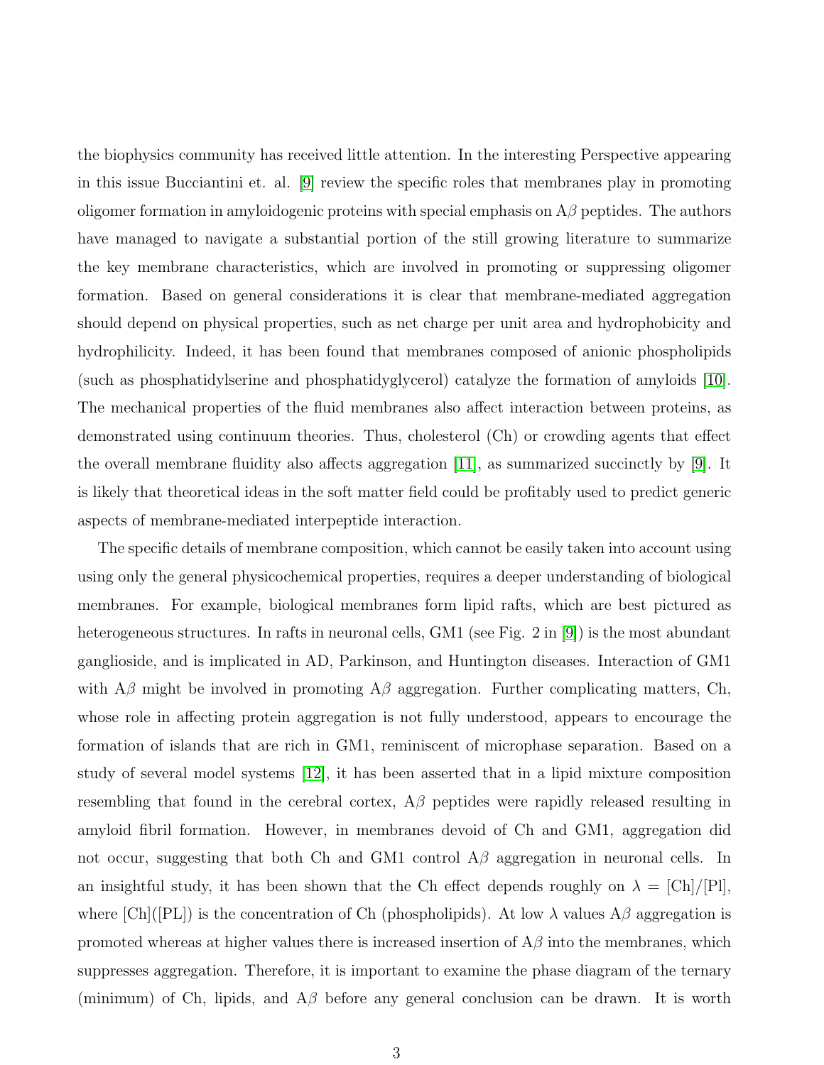the biophysics community has received little attention. In the interesting Perspective appearing in this issue Bucciantini et. al. [9] review the specific roles that membranes play in promoting oligomer formation in amyloidogenic proteins with special emphasis on A$\beta$ peptides. The authors have managed to navigate a substantial portion of the still growing literature to summarize the key membrane characteristics, which are involved in promoting or suppressing oligomer formation. Based on general considerations it is clear that membrane-mediated aggregation should depend on physical properties, such as net charge per unit area and hydrophobicity and hydrophilicity. Indeed, it has been found that membranes composed of anionic phospholipids (such as phosphatidylserine and phosphatidyglycerol) catalyze the formation of amyloids [10]. The mechanical properties of the fluid membranes also affect interaction between proteins, as demonstrated using continuum theories. Thus, cholesterol (Ch) or crowding agents that effect the overall membrane fluidity also affects aggregation [11], as summarized succinctly by [9]. It is likely that theoretical ideas in the soft matter field could be profitably used to predict generic aspects of membrane-mediated interpeptide interaction.

The specific details of membrane composition, which cannot be easily taken into account using using only the general physicochemical properties, requires a deeper understanding of biological membranes. For example, biological membranes form lipid rafts, which are best pictured as heterogeneous structures. In rafts in neuronal cells, GM1 (see Fig. 2 in [9]) is the most abundant ganglioside, and is implicated in AD, Parkinson, and Huntington diseases. Interaction of GM1 with A$\beta$ might be involved in promoting A$\beta$ aggregation. Further complicating matters, Ch, whose role in affecting protein aggregation is not fully understood, appears to encourage the formation of islands that are rich in GM1, reminiscent of microphase separation. Based on a study of several model systems [12], it has been asserted that in a lipid mixture composition resembling that found in the cerebral cortex, A$\beta$ peptides were rapidly released resulting in amyloid fibril formation. However, in membranes devoid of Ch and GM1, aggregation did not occur, suggesting that both Ch and GM1 control A$\beta$ aggregation in neuronal cells. In an insightful study, it has been shown that the Ch effect depends roughly on $\lambda$ = [Ch]/[Pl], where [Ch]([PL]) is the concentration of Ch (phospholipids). At low $\lambda$ values A$\beta$ aggregation is promoted whereas at higher values there is increased insertion of A$\beta$ into the membranes, which suppresses aggregation. Therefore, it is important to examine the phase diagram of the ternary (minimum) of Ch, lipids, and A$\beta$ before any general conclusion can be drawn. It is worth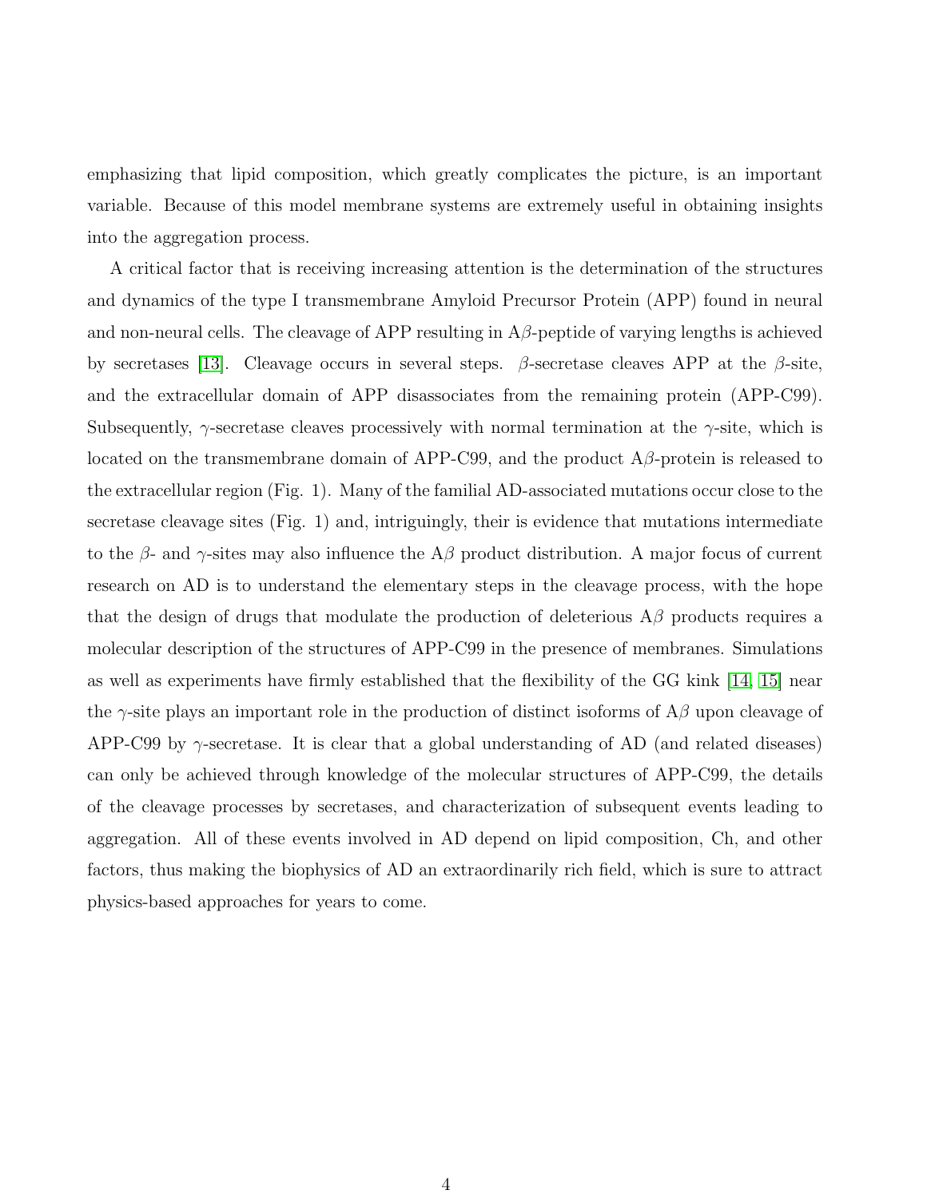emphasizing that lipid composition, which greatly complicates the picture, is an important variable. Because of this model membrane systems are extremely useful in obtaining insights into the aggregation process.

A critical factor that is receiving increasing attention is the determination of the structures and dynamics of the type I transmembrane Amyloid Precursor Protein (APP) found in neural and non-neural cells. The cleavage of APP resulting in A$\beta$-peptide of varying lengths is achieved by secretases [13]. Cleavage occurs in several steps. $\beta$-secretase cleaves APP at the $\beta$-site, and the extracellular domain of APP disassociates from the remaining protein (APP-C99). Subsequently, $\gamma$-secretase cleaves processively with normal termination at the $\gamma$-site, which is located on the transmembrane domain of APP-C99, and the product A$\beta$-protein is released to the extracellular region (Fig. 1). Many of the familial AD-associated mutations occur close to the secretase cleavage sites (Fig. 1) and, intriguingly, their is evidence that mutations intermediate to the $\beta$- and $\gamma$-sites may also influence the A$\beta$ product distribution. A major focus of current research on AD is to understand the elementary steps in the cleavage process, with the hope that the design of drugs that modulate the production of deleterious A$\beta$ products requires a molecular description of the structures of APP-C99 in the presence of membranes. Simulations as well as experiments have firmly established that the flexibility of the GG kink [14, 15] near the $\gamma$-site plays an important role in the production of distinct isoforms of A$\beta$ upon cleavage of APP-C99 by $\gamma$-secretase. It is clear that a global understanding of AD (and related diseases) can only be achieved through knowledge of the molecular structures of APP-C99, the details of the cleavage processes by secretases, and characterization of subsequent events leading to aggregation. All of these events involved in AD depend on lipid composition, Ch, and other factors, thus making the biophysics of AD an extraordinarily rich field, which is sure to attract physics-based approaches for years to come.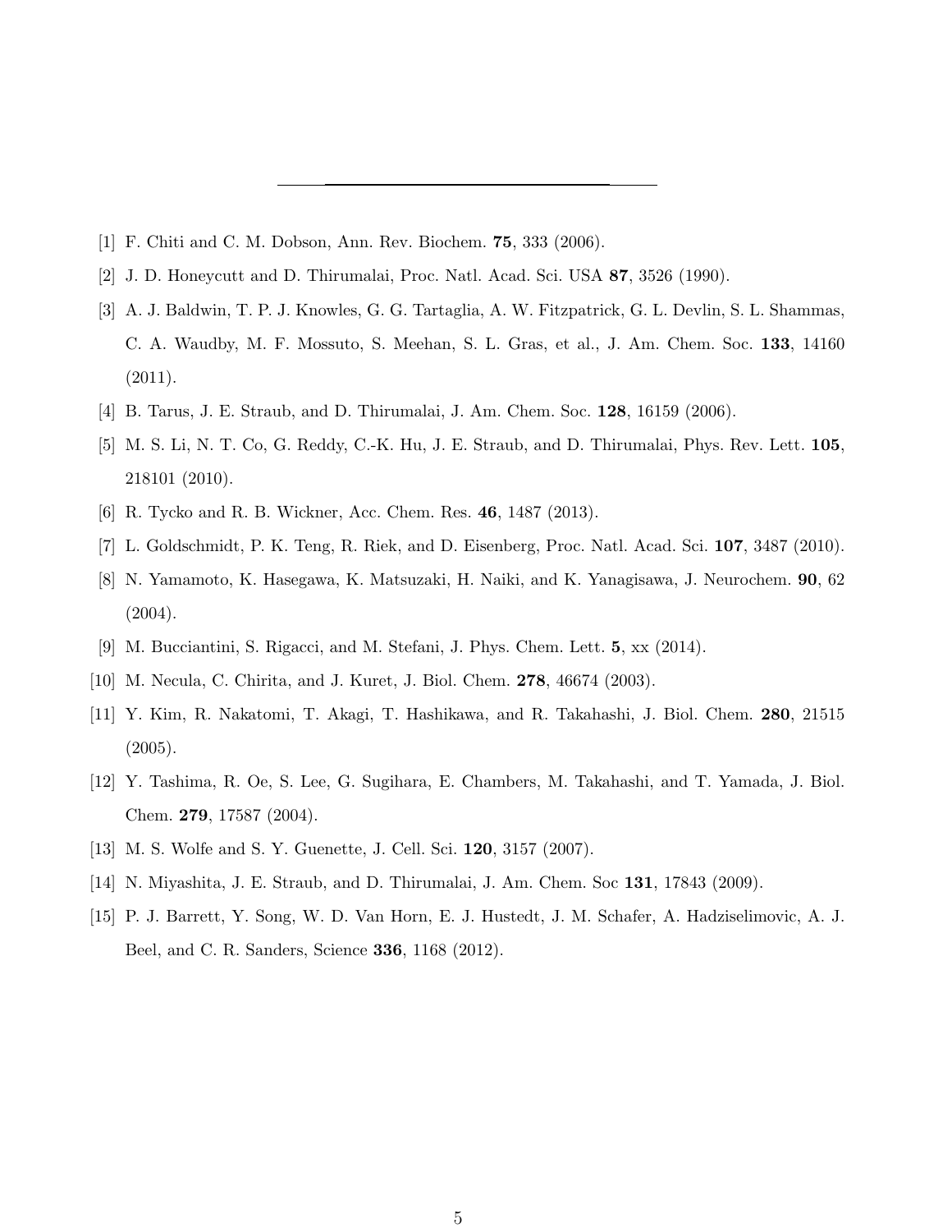---

[1] F. Chiti and C. M. Dobson, Ann. Rev. Biochem. **75**, 333 (2006).

[2] J. D. Honeycutt and D. Thirumalai, Proc. Natl. Acad. Sci. USA **87**, 3526 (1990).

[3] A. J. Baldwin, T. P. J. Knowles, G. G. Tartaglia, A. W. Fitzpatrick, G. L. Devlin, S. L. Shammas, C. A. Waudby, M. F. Mossuto, S. Meehan, S. L. Gras, et al., J. Am. Chem. Soc. **133**, 14160 (2011).

[4] B. Tarus, J. E. Straub, and D. Thirumalai, J. Am. Chem. Soc. **128**, 16159 (2006).

[5] M. S. Li, N. T. Co, G. Reddy, C.-K. Hu, J. E. Straub, and D. Thirumalai, Phys. Rev. Lett. **105**, 218101 (2010).

[6] R. Tycko and R. B. Wickner, Acc. Chem. Res. **46**, 1487 (2013).

[7] L. Goldschmidt, P. K. Teng, R. Riek, and D. Eisenberg, Proc. Natl. Acad. Sci. **107**, 3487 (2010).

[8] N. Yamamoto, K. Hasegawa, K. Matsuzaki, H. Naiki, and K. Yanagisawa, J. Neurochem. **90**, 62 (2004).

[9] M. Bucciantini, S. Rigacci, and M. Stefani, J. Phys. Chem. Lett. **5**, xx (2014).

[10] M. Necula, C. Chirita, and J. Kuret, J. Biol. Chem. **278**, 46674 (2003).

[11] Y. Kim, R. Nakatomi, T. Akagi, T. Hashikawa, and R. Takahashi, J. Biol. Chem. **280**, 21515 (2005).

[12] Y. Tashima, R. Oe, S. Lee, G. Sugihara, E. Chambers, M. Takahashi, and T. Yamada, J. Biol. Chem. **279**, 17587 (2004).

[13] M. S. Wolfe and S. Y. Guenette, J. Cell. Sci. **120**, 3157 (2007).

[14] N. Miyashita, J. E. Straub, and D. Thirumalai, J. Am. Chem. Soc **131**, 17843 (2009).

[15] P. J. Barrett, Y. Song, W. D. Van Horn, E. J. Hustedt, J. M. Schafer, A. Hadziselimovic, A. J. Beel, and C. R. Sanders, Science **336**, 1168 (2012).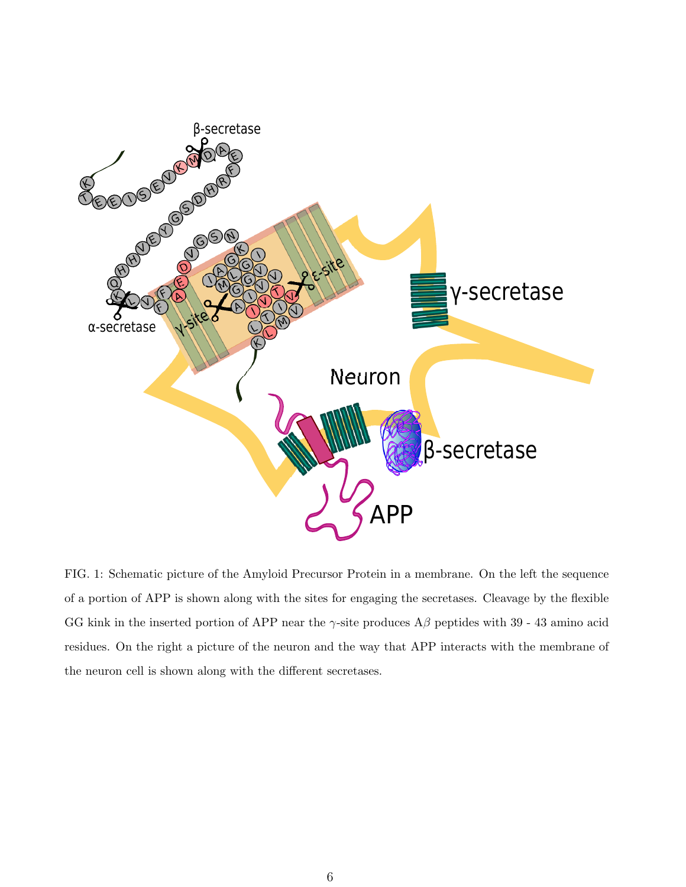β-secretase

α-secretase

γ-site

ε-site

γ-secretase

Neuron

β-secretase

APP

FIG. 1: Schematic picture of the Amyloid Precursor Protein in a membrane. On the left the sequence of a portion of APP is shown along with the sites for engaging the secretases. Cleavage by the flexible GG kink in the inserted portion of APP near the $\gamma$-site produces A$\beta$ peptides with 39 - 43 amino acid residues. On the right a picture of the neuron and the way that APP interacts with the membrane of the neuron cell is shown along with the different secretases.